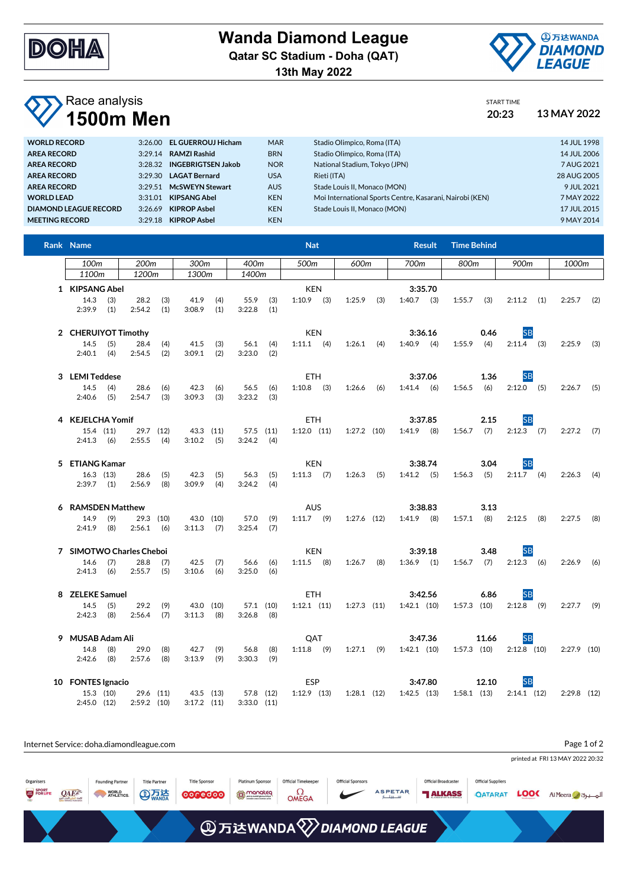# Wanda Diamond League

**Qatar SC Stadium - Doha (QAT)**

**13th May 2022**

## Race analysis
# 1500m Men

START TIME 20:23 — 13 MAY 2022

| | | | | | |
|---|---|---|---|---|---|
| **WORLD RECORD** | 3:26.00 | **EL GUERROUJ Hicham** | MAR | Stadio Olimpico, Roma (ITA) | 14 JUL 1998 |
| **AREA RECORD** | 3:29.14 | **RAMZI Rashid** | BRN | Stadio Olimpico, Roma (ITA) | 14 JUL 2006 |
| **AREA RECORD** | 3:28.32 | **INGEBRIGTSEN Jakob** | NOR | National Stadium, Tokyo (JPN) | 7 AUG 2021 |
| **AREA RECORD** | 3:29.30 | **LAGAT Bernard** | USA | Rieti (ITA) | 28 AUG 2005 |
| **AREA RECORD** | 3:29.51 | **McSWEYN Stewart** | AUS | Stade Louis II, Monaco (MON) | 9 JUL 2021 |
| **WORLD LEAD** | 3:31.01 | **KIPSANG Abel** | KEN | Moi International Sports Centre, Kasarani, Nairobi (KEN) | 7 MAY 2022 |
| **DIAMOND LEAGUE RECORD** | 3:26.69 | **KIPROP Asbel** | KEN | Stade Louis II, Monaco (MON) | 17 JUL 2015 |
| **MEETING RECORD** | 3:29.18 | **KIPROP Asbel** | KEN | | 9 MAY 2014 |

| Rank | Name | Nat | Result | Time Behind | |
|---|---|---|---|---|---|
| 1 | **KIPSANG Abel** | KEN | **3:35.70** | | |
| 2 | **CHERUIYOT Timothy** | KEN | **3:36.16** | **0.46** | SB |
| 3 | **LEMI Teddese** | ETH | **3:37.06** | **1.36** | SB |
| 4 | **KEJELCHA Yomif** | ETH | **3:37.85** | **2.15** | SB |
| 5 | **ETIANG Kamar** | KEN | **3:38.74** | **3.04** | SB |
| 6 | **RAMSDEN Matthew** | AUS | **3:38.83** | **3.13** | |
| 7 | **SIMOTWO Charles Cheboi** | KEN | **3:39.18** | **3.48** | SB |
| 8 | **ZELEKE Samuel** | ETH | **3:42.56** | **6.86** | SB |
| 9 | **MUSAB Adam Ali** | QAT | **3:47.36** | **11.66** | SB |
| 10 | **FONTES Ignacio** | ESP | **3:47.80** | **12.10** | SB |

| Rank | Name | 100m | 200m | 300m | 400m | 500m | 600m | 700m | 800m | 900m | 1000m | 1100m | 1200m | 1300m | 1400m |
|---|---|---|---|---|---|---|---|---|---|---|---|---|---|---|---|
| 1 | KIPSANG Abel | 14.3 (3) | 28.2 (3) | 41.9 (4) | 55.9 (3) | 1:10.9 (3) | 1:25.9 (3) | 1:40.7 (3) | 1:55.7 (3) | 2:11.2 (1) | 2:25.7 (2) | 2:39.9 (1) | 2:54.2 (1) | 3:08.9 (1) | 3:22.8 (1) |
| 2 | CHERUIYOT Timothy | 14.5 (5) | 28.4 (4) | 41.5 (3) | 56.1 (4) | 1:11.1 (4) | 1:26.1 (4) | 1:40.9 (4) | 1:55.9 (4) | 2:11.4 (3) | 2:25.9 (3) | 2:40.1 (4) | 2:54.5 (2) | 3:09.1 (2) | 3:23.0 (2) |
| 3 | LEMI Teddese | 14.5 (4) | 28.6 (6) | 42.3 (6) | 56.5 (6) | 1:10.8 (3) | 1:26.6 (6) | 1:41.4 (6) | 1:56.5 (6) | 2:12.0 (5) | 2:26.7 (5) | 2:40.6 (5) | 2:54.7 (3) | 3:09.3 (3) | 3:23.2 (3) |
| 4 | KEJELCHA Yomif | 15.4 (11) | 29.7 (12) | 43.3 (11) | 57.5 (11) | 1:12.0 (11) | 1:27.2 (10) | 1:41.9 (8) | 1:56.7 (7) | 2:12.3 (7) | 2:27.2 (7) | 2:41.3 (6) | 2:55.5 (4) | 3:10.2 (5) | 3:24.2 (4) |
| 5 | ETIANG Kamar | 16.3 (13) | 28.6 (5) | 42.3 (5) | 56.3 (5) | 1:11.3 (7) | 1:26.3 (5) | 1:41.2 (5) | 1:56.3 (5) | 2:11.7 (4) | 2:26.3 (4) | 2:39.7 (1) | 2:56.9 (8) | 3:09.9 (4) | 3:24.2 (4) |
| 6 | RAMSDEN Matthew | 14.9 (9) | 29.3 (10) | 43.0 (10) | 57.0 (9) | 1:11.7 (9) | 1:27.6 (12) | 1:41.9 (8) | 1:57.1 (8) | 2:12.5 (8) | 2:27.5 (8) | 2:41.9 (8) | 2:56.1 (6) | 3:11.3 (7) | 3:25.4 (7) |
| 7 | SIMOTWO Charles Cheboi | 14.6 (7) | 28.8 (7) | 42.5 (7) | 56.6 (6) | 1:11.5 (8) | 1:26.7 (8) | 1:36.9 (1) | 1:56.7 (7) | 2:12.3 (6) | 2:26.9 (6) | 2:41.3 (6) | 2:55.7 (5) | 3:10.6 (6) | 3:25.0 (6) |
| 8 | ZELEKE Samuel | 14.5 (5) | 29.2 (9) | 43.0 (10) | 57.1 (10) | 1:12.1 (11) | 1:27.3 (11) | 1:42.1 (10) | 1:57.3 (10) | 2:12.8 (9) | 2:27.7 (9) | 2:42.3 (8) | 2:56.4 (7) | 3:11.3 (8) | 3:26.8 (8) |
| 9 | MUSAB Adam Ali | 14.8 (8) | 29.0 (8) | 42.7 (9) | 56.8 (8) | 1:11.8 (9) | 1:27.1 (9) | 1:42.1 (10) | 1:57.3 (10) | 2:12.8 (10) | 2:27.9 (10) | 2:42.6 (8) | 2:57.6 (8) | 3:13.9 (9) | 3:30.3 (9) |
| 10 | FONTES Ignacio | 15.3 (10) | 29.6 (11) | 43.5 (13) | 57.8 (12) | 1:12.9 (13) | 1:28.1 (12) | 1:42.5 (13) | 1:58.1 (13) | 2:14.1 (12) | 2:29.8 (12) | 2:45.0 (12) | 2:59.2 (10) | 3:17.2 (11) | 3:33.0 (11) |

Internet Service: doha.diamondleague.com

printed at FRI 13 MAY 2022 20:32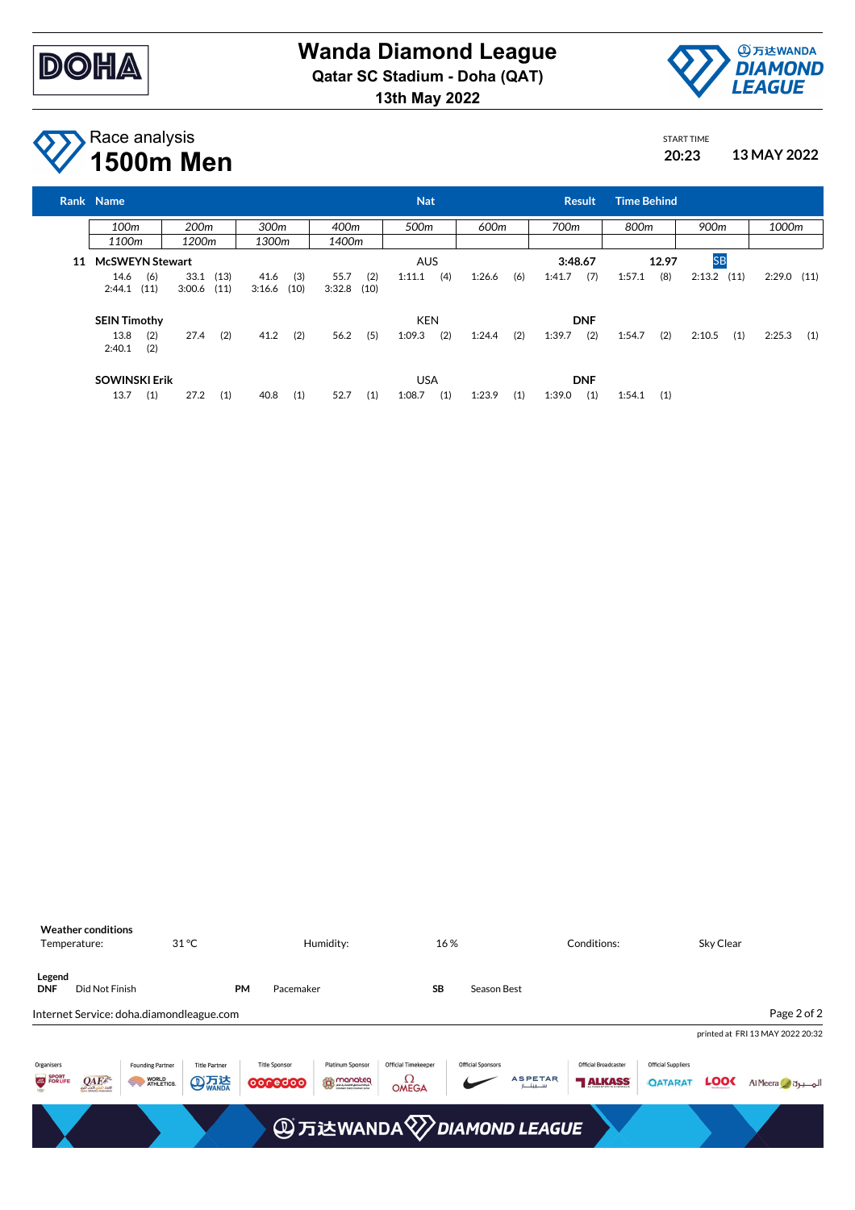# Wanda Diamond League

**Qatar SC Stadium - Doha (QAT)**

**13th May 2022**

## Race analysis

# 1500m Men

START TIME **20:23** **13 MAY 2022**

| Rank | Name | Nat | Result | Time Behind | |
|---|---|---|---|---|---|
| 11 | McSWEYN Stewart | AUS | 3:48.67 | 12.97 | SB |
| | SEIN Timothy | KEN | DNF | | |
| | SOWINSKI Erik | USA | DNF | | |

| | 100m | 200m | 300m | 400m | 500m | 600m | 700m | 800m | 900m | 1000m | 1100m | 1200m | 1300m | 1400m |
|---|---|---|---|---|---|---|---|---|---|---|---|---|---|---|
| McSWEYN Stewart | 14.6 (6) | 33.1 (13) | 41.6 (3) | 55.7 (2) | 1:11.1 (4) | 1:26.6 (6) | 1:41.7 (7) | 1:57.1 (8) | 2:13.2 (11) | 2:29.0 (11) | 2:44.1 (11) | 3:00.6 (11) | 3:16.6 (10) | 3:32.8 (10) |
| SEIN Timothy | 13.8 (2) | 27.4 (2) | 41.2 (2) | 56.2 (5) | 1:09.3 (2) | 1:24.4 (2) | 1:39.7 (2) | 1:54.7 (2) | 2:10.5 (1) | 2:25.3 (1) | 2:40.1 (2) | | | |
| SOWINSKI Erik | 13.7 (1) | 27.2 (1) | 40.8 (1) | 52.7 (1) | 1:08.7 (1) | 1:23.9 (1) | 1:39.0 (1) | 1:54.1 (1) | | | | | | |

**Weather conditions**

Temperature: 31 °C   Humidity: 16 %   Conditions: Sky Clear

**Legend**

**DNF** Did Not Finish   **PM** Pacemaker   **SB** Season Best

Internet Service: doha.diamondleague.com

printed at FRI 13 MAY 2022 20:32